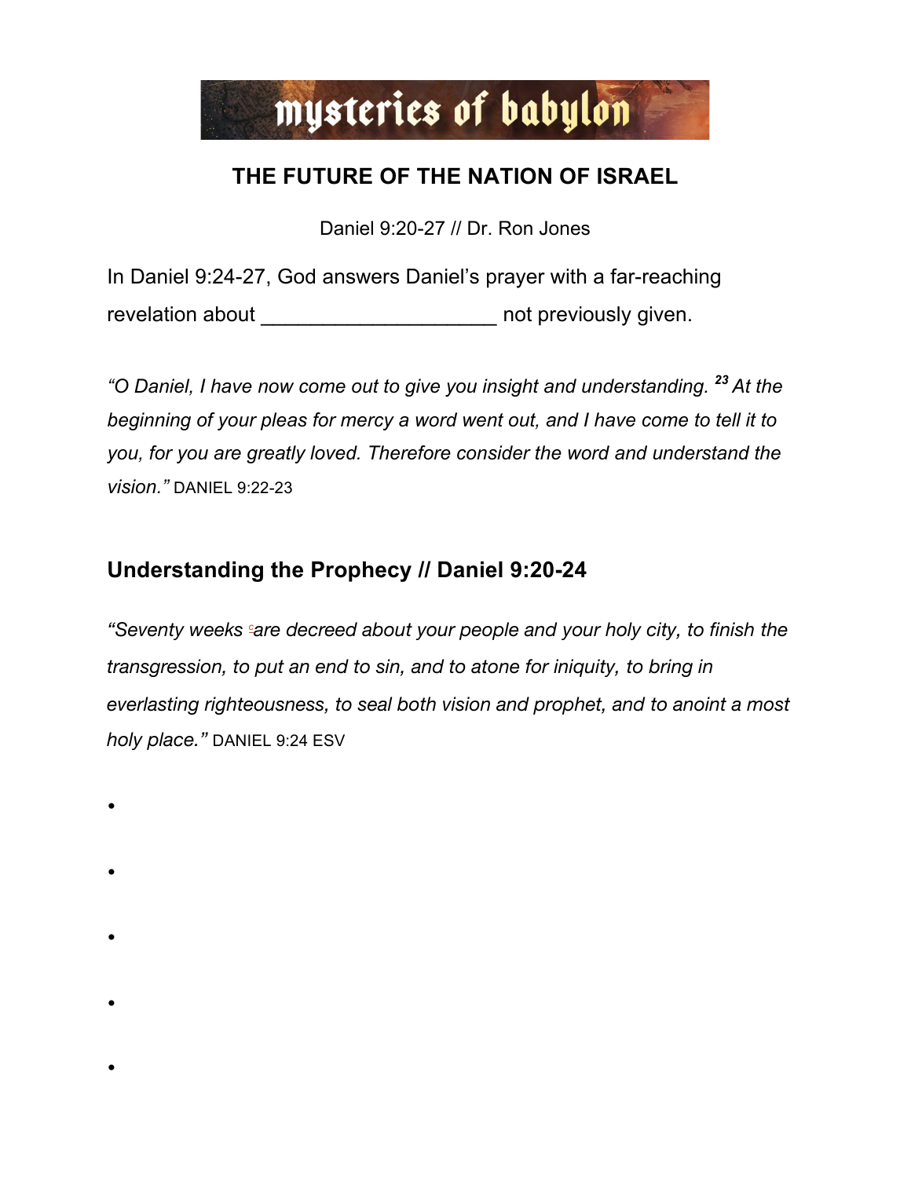mysteries of babylon

# THE FUTURE OF THE NATION OF ISRAEL

Daniel 9:20-27 // Dr. Ron Jones

In Daniel 9:24-27, God answers Daniel's prayer with a far-reaching revelation about ____________________ not previously given.

*"O Daniel, I have now come out to give you insight and understanding.* [23] *At the beginning of your pleas for mercy a word went out, and I have come to tell it to you, for you are greatly loved. Therefore consider the word and understand the vision."* DANIEL 9:22-23

## Understanding the Prophecy // Daniel 9:20-24

*"Seventy weeks* [c] *are decreed about your people and your holy city, to finish the transgression, to put an end to sin, and to atone for iniquity, to bring in everlasting righteousness, to seal both vision and prophet, and to anoint a most holy place."* DANIEL 9:24 ESV

•

•

•

•

•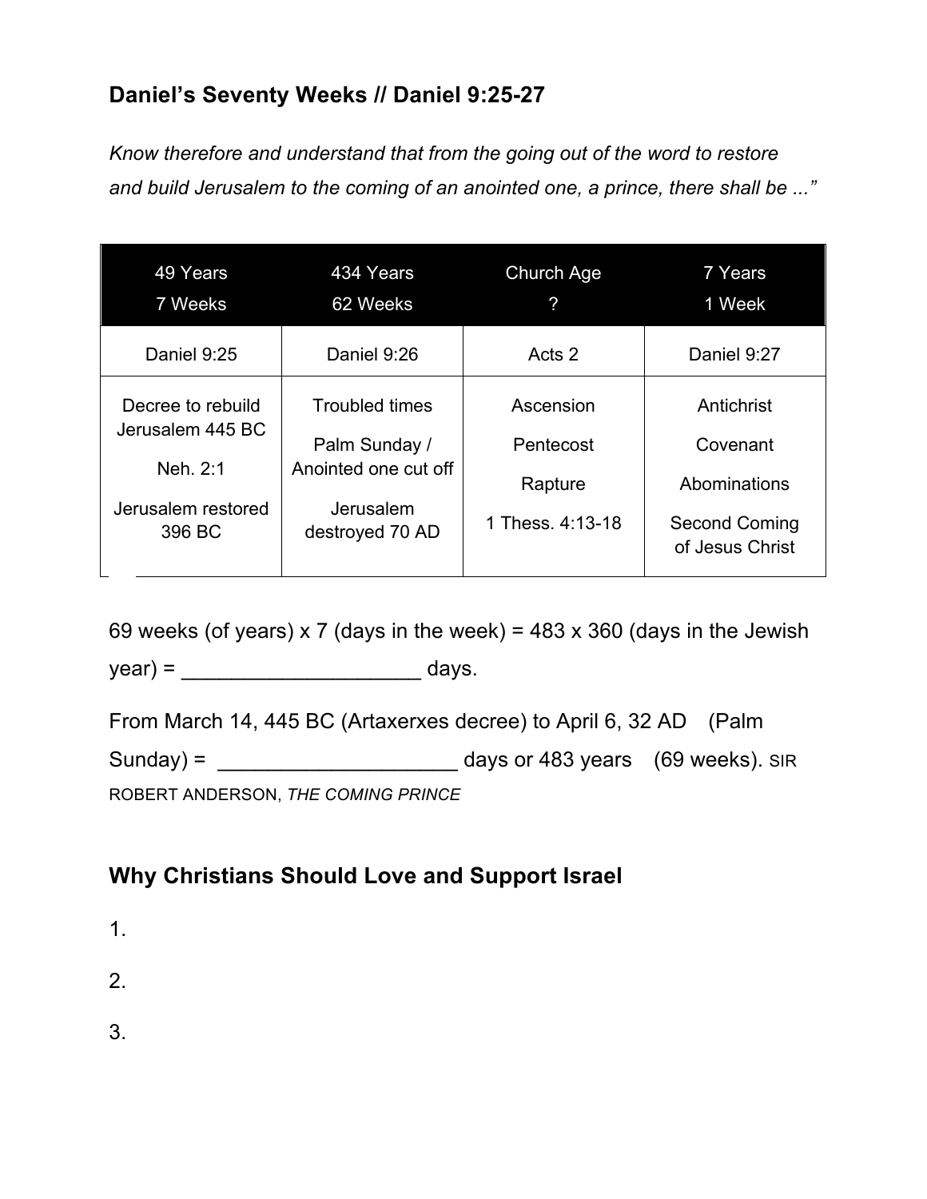## Daniel's Seventy Weeks // Daniel 9:25-27

*Know therefore and understand that from the going out of the word to restore and build Jerusalem to the coming of an anointed one, a prince, there shall be ..."*

| 49 Years<br>7 Weeks | 434 Years<br>62 Weeks | Church Age<br>? | 7 Years<br>1 Week |
|---|---|---|---|
| Daniel 9:25 | Daniel 9:26 | Acts 2 | Daniel 9:27 |
| Decree to rebuild Jerusalem 445 BC<br><br>Neh. 2:1<br><br>Jerusalem restored 396 BC | Troubled times<br><br>Palm Sunday / Anointed one cut off<br><br>Jerusalem destroyed 70 AD | Ascension<br><br>Pentecost<br><br>Rapture<br><br>1 Thess. 4:13-18 | Antichrist<br><br>Covenant<br><br>Abominations<br><br>Second Coming of Jesus Christ |

69 weeks (of years) x 7 (days in the week) = 483 x 360 (days in the Jewish year) = ____________________ days.

From March 14, 445 BC (Artaxerxes decree) to April 6, 32 AD (Palm Sunday) = ____________________ days or 483 years (69 weeks). SIR ROBERT ANDERSON, *THE COMING PRINCE*

## Why Christians Should Love and Support Israel

1.

2.

3.